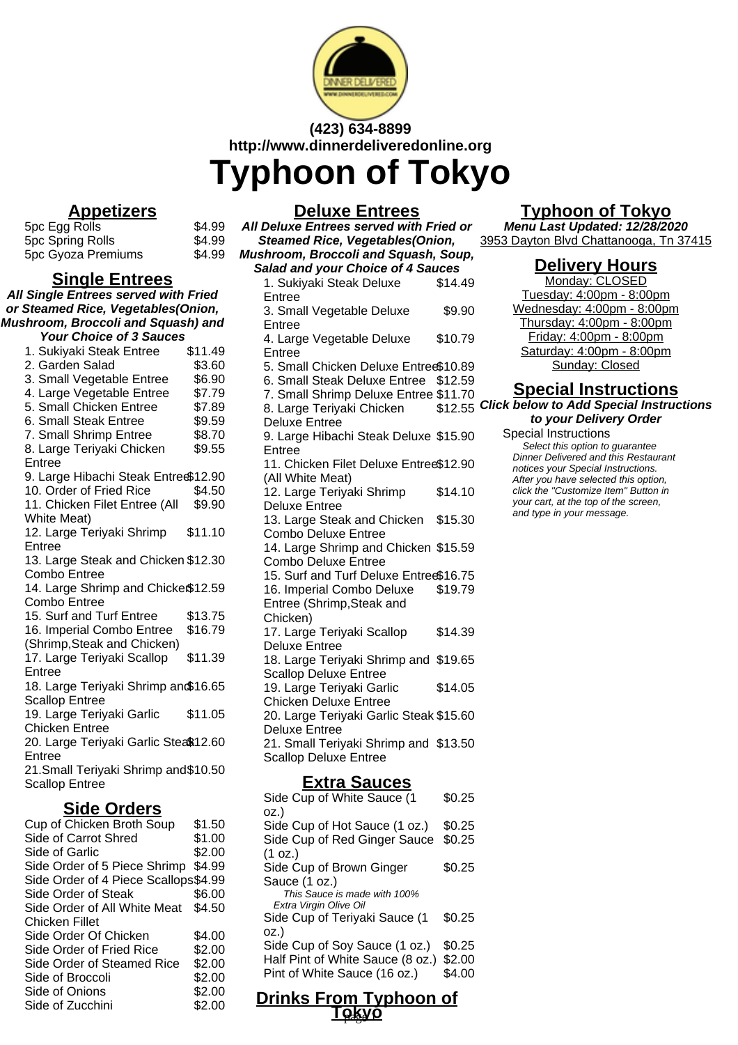(423) 634-8899
http://www.dinnerdeliveredonline.org

# Typhoon of Tokyo

## Appetizers

| Item | Price |
|---|---|
| 5pc Egg Rolls | $4.99 |
| 5pc Spring Rolls | $4.99 |
| 5pc Gyoza Premiums | $4.99 |

## Single Entrees

***All Single Entrees served with Fried or Steamed Rice, Vegetables(Onion, Mushroom, Broccoli and Squash) and Your Choice of 3 Sauces***

| Item | Price |
|---|---|
| 1. Sukiyaki Steak Entree | $11.49 |
| 2. Garden Salad | $3.60 |
| 3. Small Vegetable Entree | $6.90 |
| 4. Large Vegetable Entree | $7.79 |
| 5. Small Chicken Entree | $7.89 |
| 6. Small Steak Entree | $9.59 |
| 7. Small Shrimp Entree | $8.70 |
| 8. Large Teriyaki Chicken Entree | $9.55 |
| 9. Large Hibachi Steak Entree | $12.90 |
| 10. Order of Fried Rice | $4.50 |
| 11. Chicken Filet Entree (All White Meat) | $9.90 |
| 12. Large Teriyaki Shrimp Entree | $11.10 |
| 13. Large Steak and Chicken Combo Entree | $12.30 |
| 14. Large Shrimp and Chicken Combo Entree | $12.59 |
| 15. Surf and Turf Entree | $13.75 |
| 16. Imperial Combo Entree (Shrimp,Steak and Chicken) | $16.79 |
| 17. Large Teriyaki Scallop Entree | $11.39 |
| 18. Large Teriyaki Shrimp and Scallop Entree | $16.65 |
| 19. Large Teriyaki Garlic Chicken Entree | $11.05 |
| 20. Large Teriyaki Garlic Steak Entree | $12.60 |
| 21.Small Teriyaki Shrimp and Scallop Entree | $10.50 |

## Side Orders

| Item | Price |
|---|---|
| Cup of Chicken Broth Soup | $1.50 |
| Side of Carrot Shred | $1.00 |
| Side of Garlic | $2.00 |
| Side Order of 5 Piece Shrimp | $4.99 |
| Side Order of 4 Piece Scallops | $4.99 |
| Side Order of Steak | $6.00 |
| Side Order of All White Meat Chicken Fillet | $4.50 |
| Side Order Of Chicken | $4.00 |
| Side Order of Fried Rice | $2.00 |
| Side Order of Steamed Rice | $2.00 |
| Side of Broccoli | $2.00 |
| Side of Onions | $2.00 |
| Side of Zucchini | $2.00 |

## Deluxe Entrees

***All Deluxe Entrees served with Fried or Steamed Rice, Vegetables(Onion, Mushroom, Broccoli and Squash, Soup, Salad and your Choice of 4 Sauces***

| Item | Price |
|---|---|
| 1. Sukiyaki Steak Deluxe Entree | $14.49 |
| 3. Small Vegetable Deluxe Entree | $9.90 |
| 4. Large Vegetable Deluxe Entree | $10.79 |
| 5. Small Chicken Deluxe Entree | $10.89 |
| 6. Small Steak Deluxe Entree | $12.59 |
| 7. Small Shrimp Deluxe Entree | $11.70 |
| 8. Large Teriyaki Chicken Deluxe Entree | $12.55 |
| 9. Large Hibachi Steak Deluxe Entree | $15.90 |
| 11. Chicken Filet Deluxe Entree (All White Meat) | $12.90 |
| 12. Large Teriyaki Shrimp Deluxe Entree | $14.10 |
| 13. Large Steak and Chicken Combo Deluxe Entree | $15.30 |
| 14. Large Shrimp and Chicken Combo Deluxe Entree | $15.59 |
| 15. Surf and Turf Deluxe Entree | $16.75 |
| 16. Imperial Combo Deluxe Entree (Shrimp,Steak and Chicken) | $19.79 |
| 17. Large Teriyaki Scallop Deluxe Entree | $14.39 |
| 18. Large Teriyaki Shrimp and Scallop Deluxe Entree | $19.65 |
| 19. Large Teriyaki Garlic Chicken Deluxe Entree | $14.05 |
| 20. Large Teriyaki Garlic Steak Deluxe Entree | $15.60 |
| 21. Small Teriyaki Shrimp and Scallop Deluxe Entree | $13.50 |

## Extra Sauces

| Item | Price |
|---|---|
| Side Cup of White Sauce (1 oz.) | $0.25 |
| Side Cup of Hot Sauce (1 oz.) | $0.25 |
| Side Cup of Red Ginger Sauce (1 oz.) | $0.25 |
| Side Cup of Brown Ginger Sauce (1 oz.) *This Sauce is made with 100% Extra Virgin Olive Oil* | $0.25 |
| Side Cup of Teriyaki Sauce (1 oz.) | $0.25 |
| Side Cup of Soy Sauce (1 oz.) | $0.25 |
| Half Pint of White Sauce (8 oz.) | $2.00 |
| Pint of White Sauce (16 oz.) | $4.00 |

## Drinks From Typhoon of Tokyo

## Typhoon of Tokyo

***Menu Last Updated: 12/28/2020***

3953 Dayton Blvd Chattanooga, Tn 37415

## Delivery Hours

Monday: CLOSED
Tuesday: 4:00pm - 8:00pm
Wednesday: 4:00pm - 8:00pm
Thursday: 4:00pm - 8:00pm
Friday: 4:00pm - 8:00pm
Saturday: 4:00pm - 8:00pm
Sunday: Closed

## Special Instructions

***Click below to Add Special Instructions to your Delivery Order***

Special Instructions

*Select this option to guarantee Dinner Delivered and this Restaurant notices your Special Instructions. After you have selected this option, click the "Customize Item" Button in your cart, at the top of the screen, and type in your message.*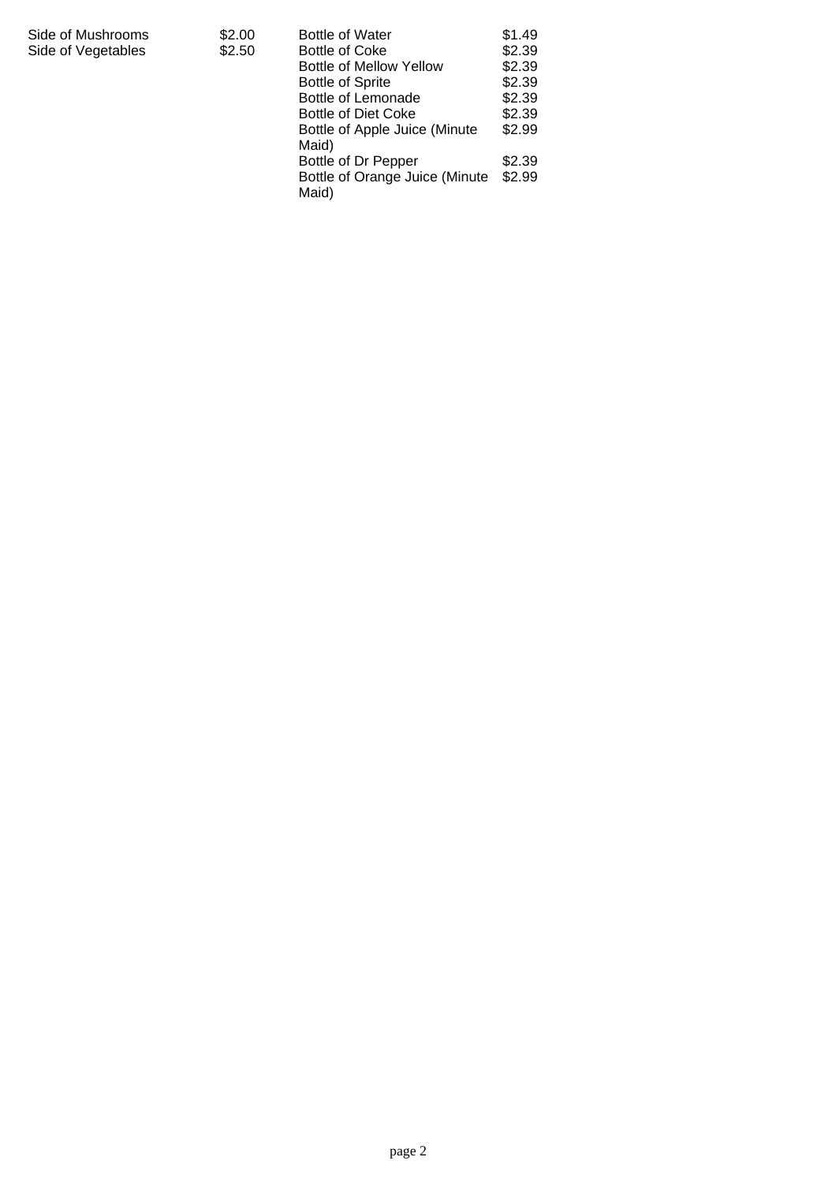| | | | |
|---|---|---|---|
| Side of Mushrooms | $2.00 | Bottle of Water | $1.49 |
| Side of Vegetables | $2.50 | Bottle of Coke | $2.39 |
| | | Bottle of Mellow Yellow | $2.39 |
| | | Bottle of Sprite | $2.39 |
| | | Bottle of Lemonade | $2.39 |
| | | Bottle of Diet Coke | $2.39 |
| | | Bottle of Apple Juice (Minute Maid) | $2.99 |
| | | Bottle of Dr Pepper | $2.39 |
| | | Bottle of Orange Juice (Minute Maid) | $2.99 |